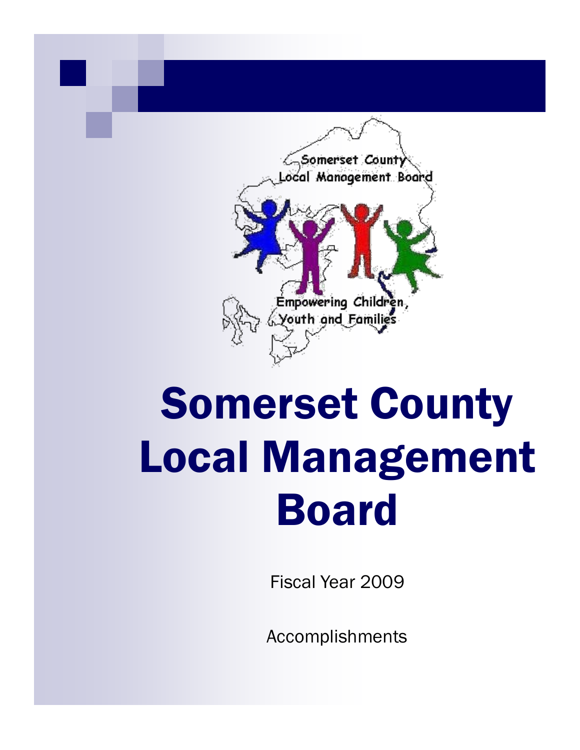Somerset County
Local Management Board

Empowering Children, Youth and Families

# Somerset County Local Management Board

Fiscal Year 2009

Accomplishments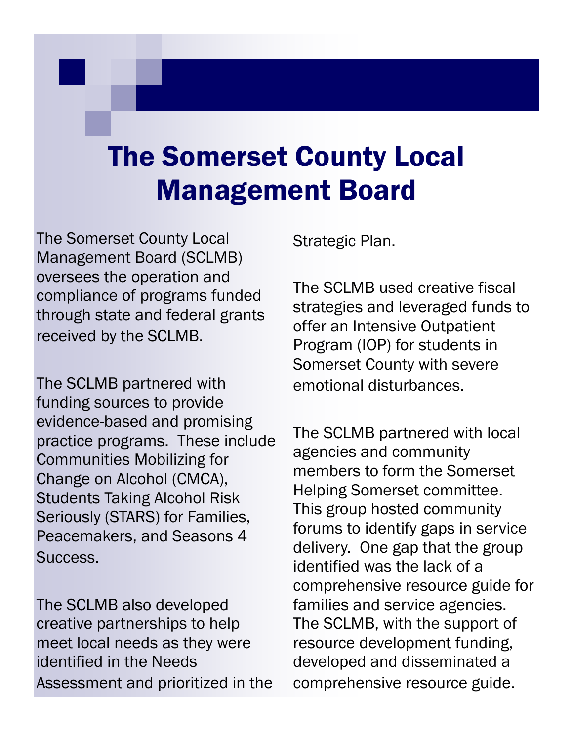# The Somerset County Local Management Board

The Somerset County Local Management Board (SCLMB) oversees the operation and compliance of programs funded through state and federal grants received by the SCLMB.

The SCLMB partnered with funding sources to provide evidence-based and promising practice programs. These include Communities Mobilizing for Change on Alcohol (CMCA), Students Taking Alcohol Risk Seriously (STARS) for Families, Peacemakers, and Seasons 4 Success.

The SCLMB also developed creative partnerships to help meet local needs as they were identified in the Needs Assessment and prioritized in the Strategic Plan.

The SCLMB used creative fiscal strategies and leveraged funds to offer an Intensive Outpatient Program (IOP) for students in Somerset County with severe emotional disturbances.

The SCLMB partnered with local agencies and community members to form the Somerset Helping Somerset committee. This group hosted community forums to identify gaps in service delivery. One gap that the group identified was the lack of a comprehensive resource guide for families and service agencies. The SCLMB, with the support of resource development funding, developed and disseminated a comprehensive resource guide.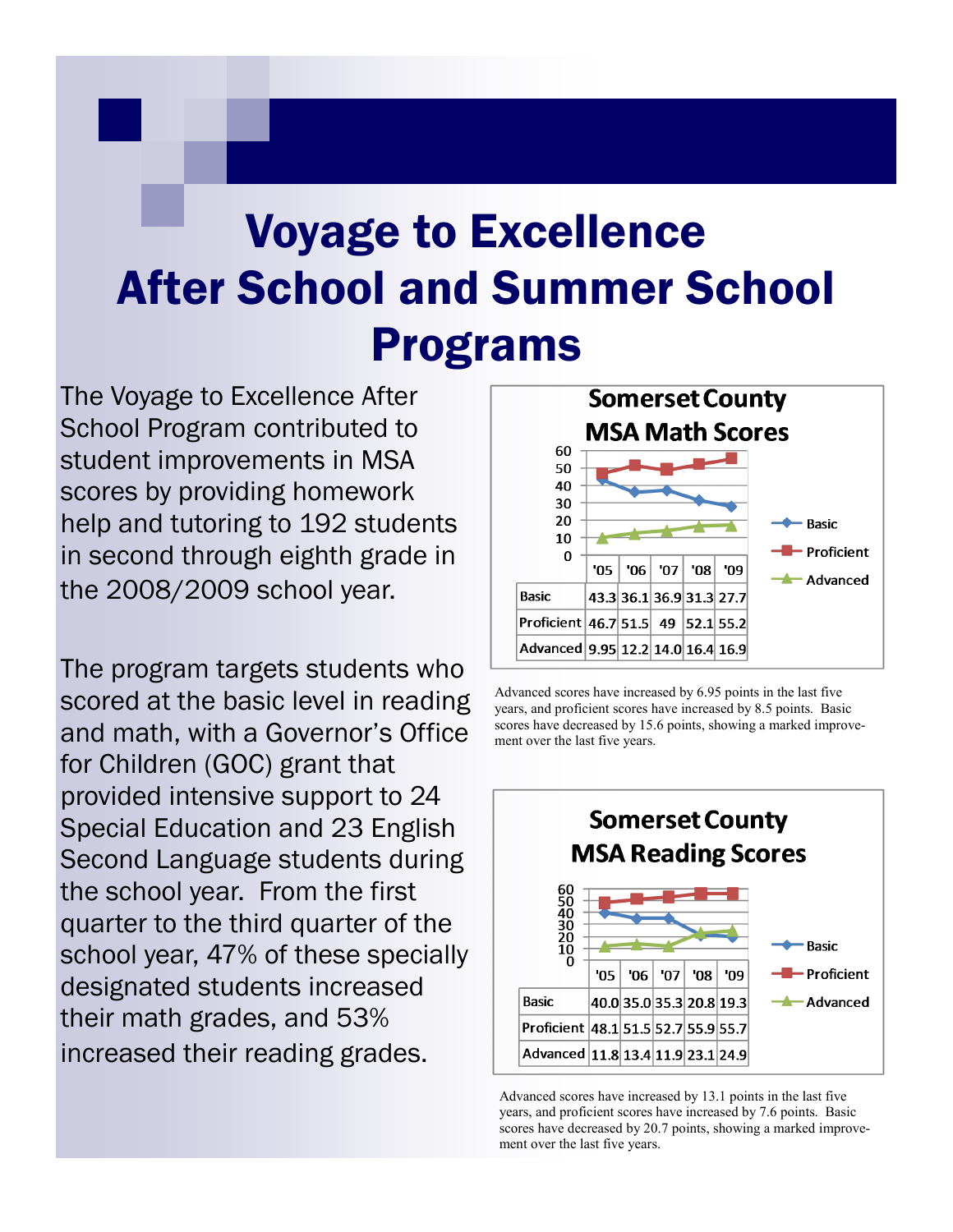# Voyage to Excellence After School and Summer School Programs

The Voyage to Excellence After School Program contributed to student improvements in MSA scores by providing homework help and tutoring to 192 students in second through eighth grade in the 2008/2009 school year.

The program targets students who scored at the basic level in reading and math, with a Governor's Office for Children (GOC) grant that provided intensive support to 24 Special Education and 23 English Second Language students during the school year. From the first quarter to the third quarter of the school year, 47% of these specially designated students increased their math grades, and 53% increased their reading grades.

**Somerset County MSA Math Scores**

| | '05 | '06 | '07 | '08 | '09 |
|---|---|---|---|---|---|
| Basic | 43.3 | 36.1 | 36.9 | 31.3 | 27.7 |
| Proficient | 46.7 | 51.5 | 49 | 52.1 | 55.2 |
| Advanced | 9.95 | 12.2 | 14.0 | 16.4 | 16.9 |

Advanced scores have increased by 6.95 points in the last five years, and proficient scores have increased by 8.5 points. Basic scores have decreased by 15.6 points, showing a marked improvement over the last five years.

**Somerset County MSA Reading Scores**

| | '05 | '06 | '07 | '08 | '09 |
|---|---|---|---|---|---|
| Basic | 40.0 | 35.0 | 35.3 | 20.8 | 19.3 |
| Proficient | 48.1 | 51.5 | 52.7 | 55.9 | 55.7 |
| Advanced | 11.8 | 13.4 | 11.9 | 23.1 | 24.9 |

Advanced scores have increased by 13.1 points in the last five years, and proficient scores have increased by 7.6 points. Basic scores have decreased by 20.7 points, showing a marked improvement over the last five years.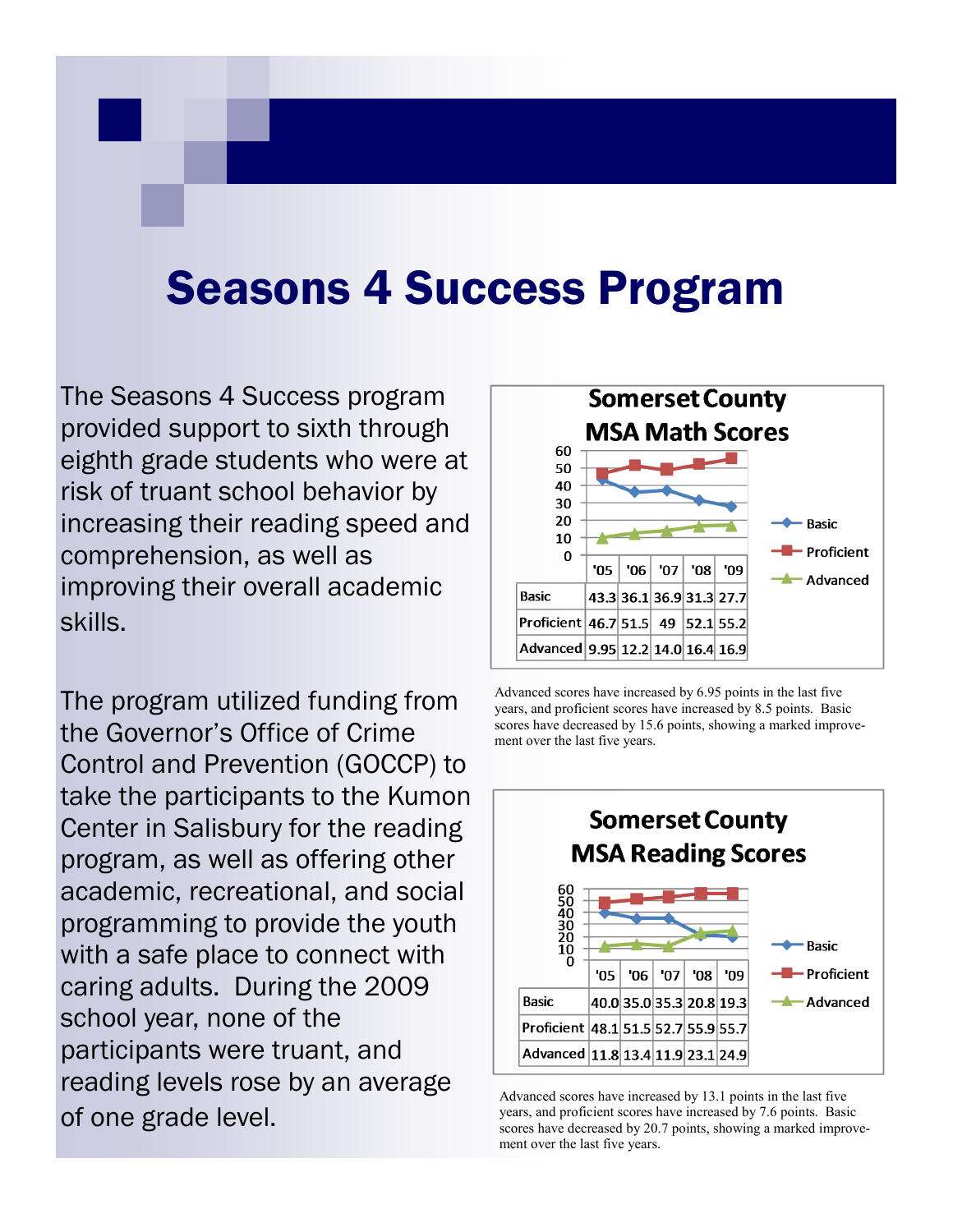# Seasons 4 Success Program

The Seasons 4 Success program provided support to sixth through eighth grade students who were at risk of truant school behavior by increasing their reading speed and comprehension, as well as improving their overall academic skills.

The program utilized funding from the Governor's Office of Crime Control and Prevention (GOCCP) to take the participants to the Kumon Center in Salisbury for the reading program, as well as offering other academic, recreational, and social programming to provide the youth with a safe place to connect with caring adults. During the 2009 school year, none of the participants were truant, and reading levels rose by an average of one grade level.

**Somerset County MSA Math Scores**

| | '05 | '06 | '07 | '08 | '09 |
|---|---|---|---|---|---|
| Basic | 43.3 | 36.1 | 36.9 | 31.3 | 27.7 |
| Proficient | 46.7 | 51.5 | 49 | 52.1 | 55.2 |
| Advanced | 9.95 | 12.2 | 14.0 | 16.4 | 16.9 |

Advanced scores have increased by 6.95 points in the last five years, and proficient scores have increased by 8.5 points. Basic scores have decreased by 15.6 points, showing a marked improvement over the last five years.

**Somerset County MSA Reading Scores**

| | '05 | '06 | '07 | '08 | '09 |
|---|---|---|---|---|---|
| Basic | 40.0 | 35.0 | 35.3 | 20.8 | 19.3 |
| Proficient | 48.1 | 51.5 | 52.7 | 55.9 | 55.7 |
| Advanced | 11.8 | 13.4 | 11.9 | 23.1 | 24.9 |

Advanced scores have increased by 13.1 points in the last five years, and proficient scores have increased by 7.6 points. Basic scores have decreased by 20.7 points, showing a marked improvement over the last five years.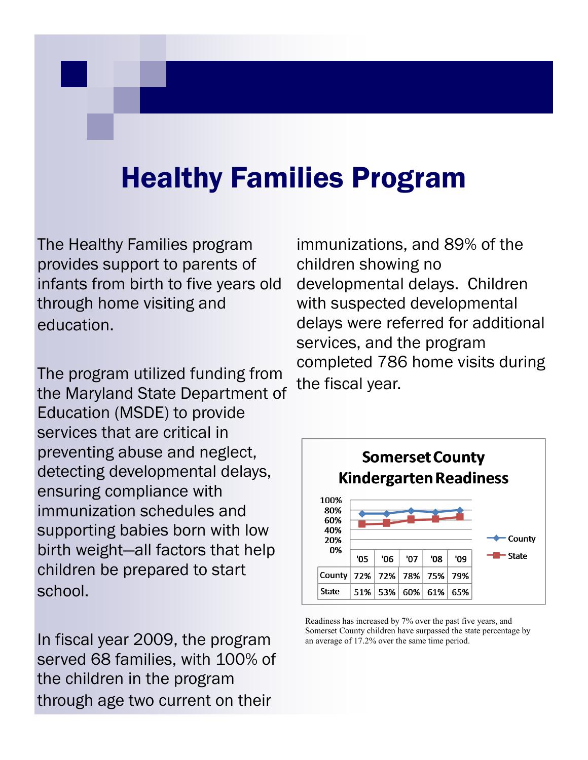# Healthy Families Program

The Healthy Families program provides support to parents of infants from birth to five years old through home visiting and education.

The program utilized funding from the Maryland State Department of Education (MSDE) to provide services that are critical in preventing abuse and neglect, detecting developmental delays, ensuring compliance with immunization schedules and supporting babies born with low birth weight—all factors that help children be prepared to start school.

In fiscal year 2009, the program served 68 families, with 100% of the children in the program through age two current on their immunizations, and 89% of the children showing no developmental delays. Children with suspected developmental delays were referred for additional services, and the program completed 786 home visits during the fiscal year.

**Somerset County Kindergarten Readiness**

| | '05 | '06 | '07 | '08 | '09 |
|---|---|---|---|---|---|
| County | 72% | 72% | 78% | 75% | 79% |
| State | 51% | 53% | 60% | 61% | 65% |

Readiness has increased by 7% over the past five years, and Somerset County children have surpassed the state percentage by an average of 17.2% over the same time period.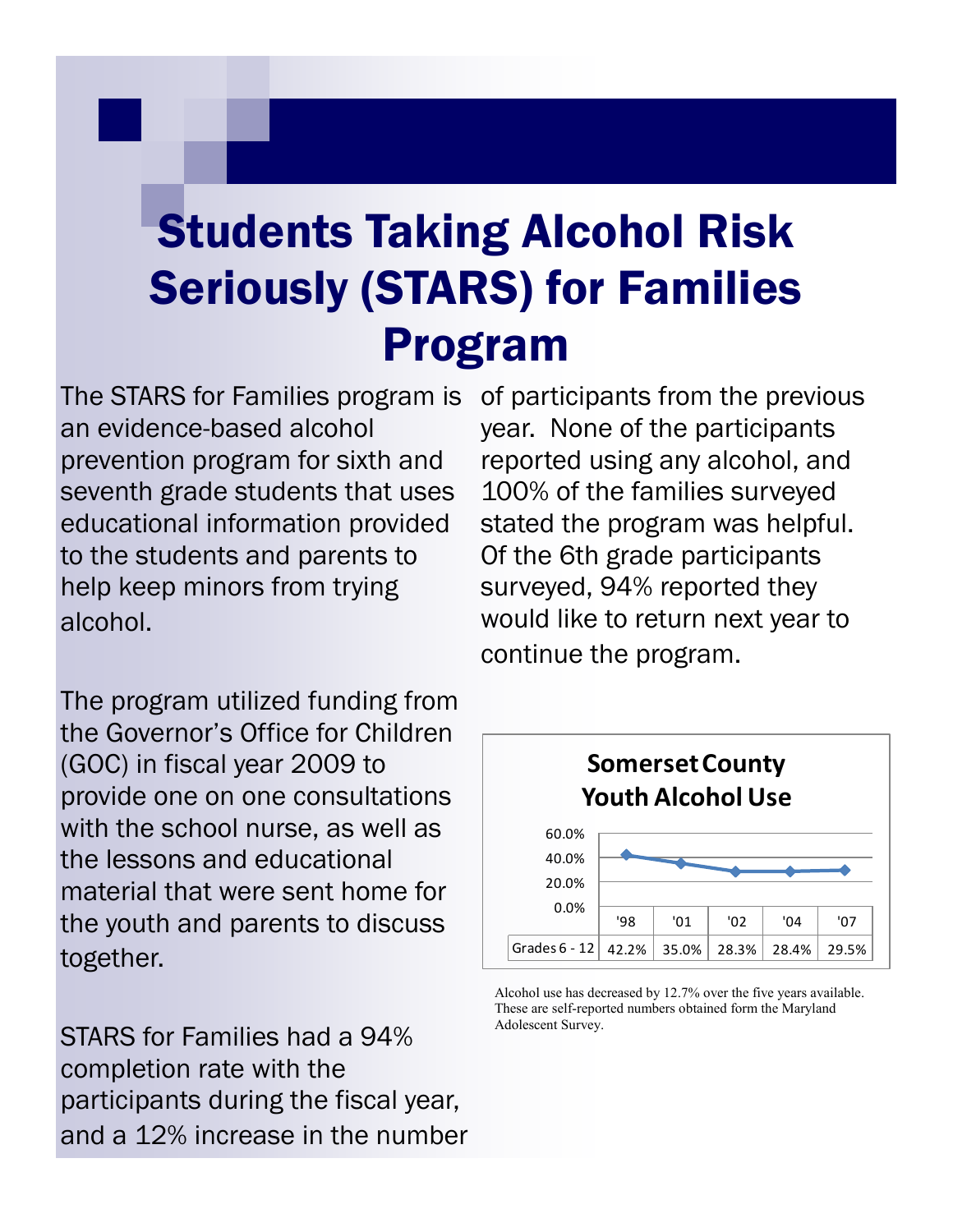# Students Taking Alcohol Risk Seriously (STARS) for Families Program

The STARS for Families program is an evidence-based alcohol prevention program for sixth and seventh grade students that uses educational information provided to the students and parents to help keep minors from trying alcohol.

The program utilized funding from the Governor's Office for Children (GOC) in fiscal year 2009 to provide one on one consultations with the school nurse, as well as the lessons and educational material that were sent home for the youth and parents to discuss together.

STARS for Families had a 94% completion rate with the participants during the fiscal year, and a 12% increase in the number of participants from the previous year. None of the participants reported using any alcohol, and 100% of the families surveyed stated the program was helpful. Of the 6th grade participants surveyed, 94% reported they would like to return next year to continue the program.

**Somerset County Youth Alcohol Use**

| | '98 | '01 | '02 | '04 | '07 |
|---|---|---|---|---|---|
| Grades 6 - 12 | 42.2% | 35.0% | 28.3% | 28.4% | 29.5% |

Alcohol use has decreased by 12.7% over the five years available. These are self-reported numbers obtained form the Maryland Adolescent Survey.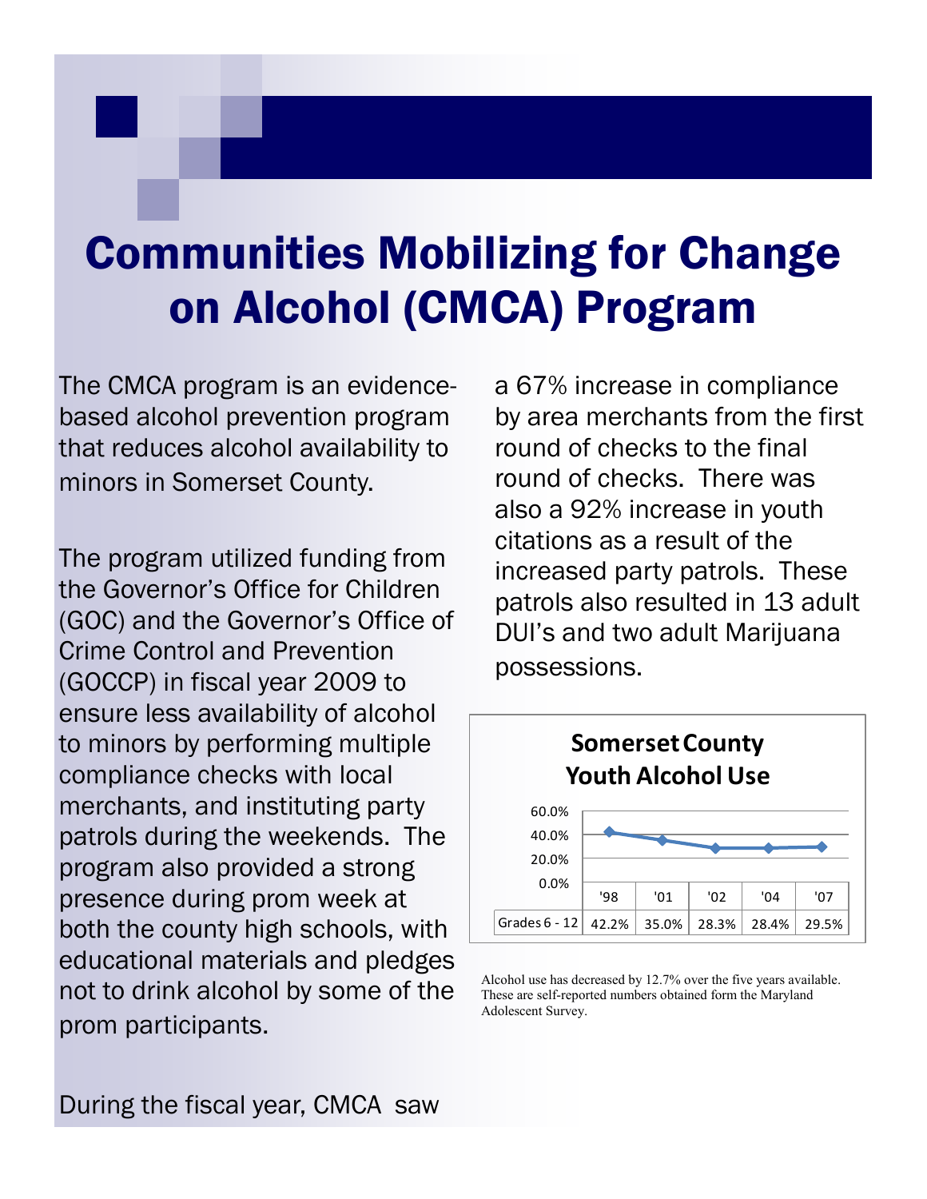# Communities Mobilizing for Change on Alcohol (CMCA) Program

The CMCA program is an evidence-based alcohol prevention program that reduces alcohol availability to minors in Somerset County.

The program utilized funding from the Governor's Office for Children (GOC) and the Governor's Office of Crime Control and Prevention (GOCCP) in fiscal year 2009 to ensure less availability of alcohol to minors by performing multiple compliance checks with local merchants, and instituting party patrols during the weekends. The program also provided a strong presence during prom week at both the county high schools, with educational materials and pledges not to drink alcohol by some of the prom participants.

During the fiscal year, CMCA saw a 67% increase in compliance by area merchants from the first round of checks to the final round of checks. There was also a 92% increase in youth citations as a result of the increased party patrols. These patrols also resulted in 13 adult DUI's and two adult Marijuana possessions.

**Somerset County Youth Alcohol Use**

| | '98 | '01 | '02 | '04 | '07 |
|---|---|---|---|---|---|
| Grades 6 - 12 | 42.2% | 35.0% | 28.3% | 28.4% | 29.5% |

Alcohol use has decreased by 12.7% over the five years available. These are self-reported numbers obtained form the Maryland Adolescent Survey.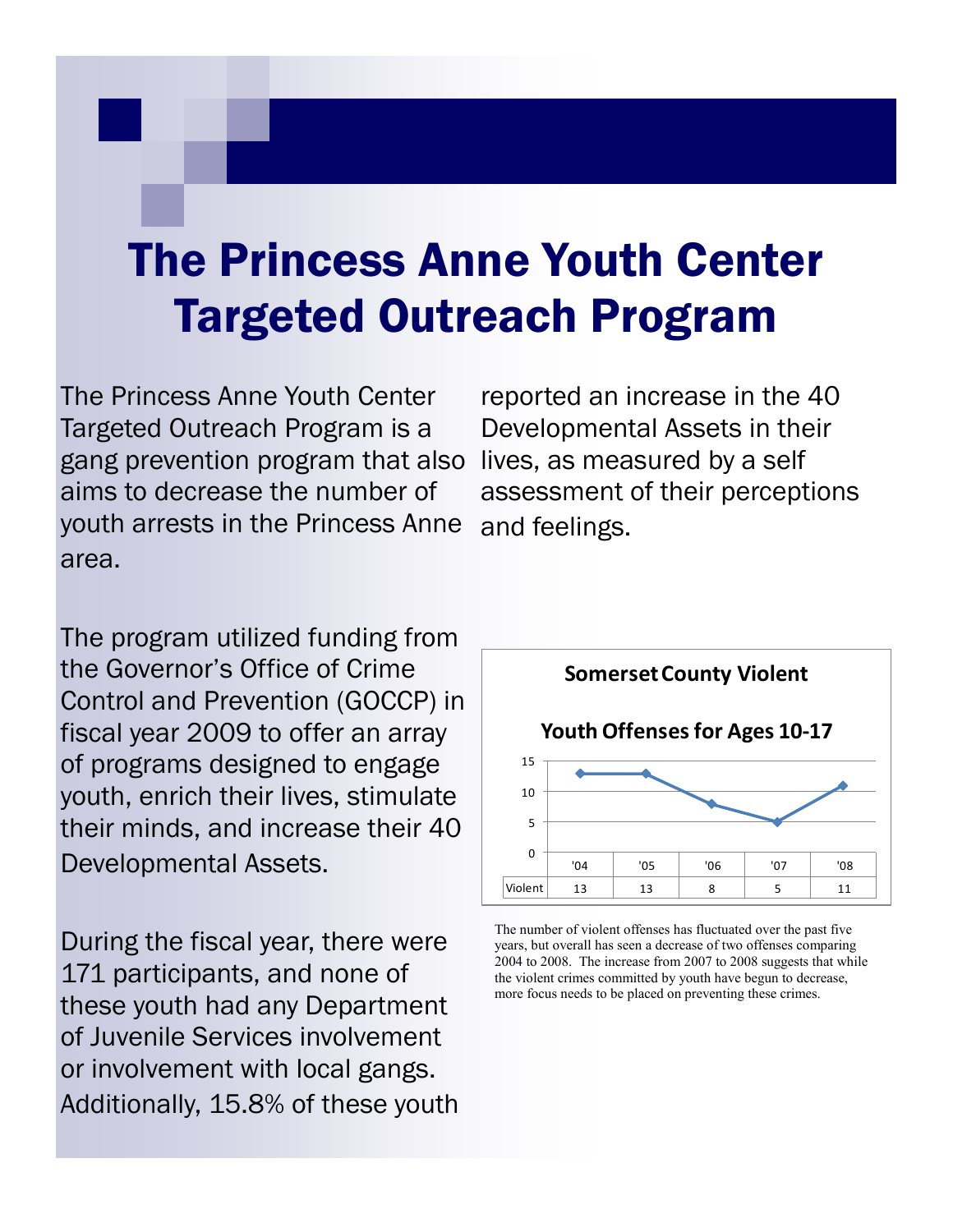# The Princess Anne Youth Center Targeted Outreach Program

The Princess Anne Youth Center Targeted Outreach Program is a gang prevention program that also aims to decrease the number of youth arrests in the Princess Anne area.

The program utilized funding from the Governor's Office of Crime Control and Prevention (GOCCP) in fiscal year 2009 to offer an array of programs designed to engage youth, enrich their lives, stimulate their minds, and increase their 40 Developmental Assets.

During the fiscal year, there were 171 participants, and none of these youth had any Department of Juvenile Services involvement or involvement with local gangs. Additionally, 15.8% of these youth reported an increase in the 40 Developmental Assets in their lives, as measured by a self assessment of their perceptions and feelings.

**Somerset County Violent Youth Offenses for Ages 10-17**

| | '04 | '05 | '06 | '07 | '08 |
|---|---|---|---|---|---|
| Violent | 13 | 13 | 8 | 5 | 11 |

The number of violent offenses has fluctuated over the past five years, but overall has seen a decrease of two offenses comparing 2004 to 2008. The increase from 2007 to 2008 suggests that while the violent crimes committed by youth have begun to decrease, more focus needs to be placed on preventing these crimes.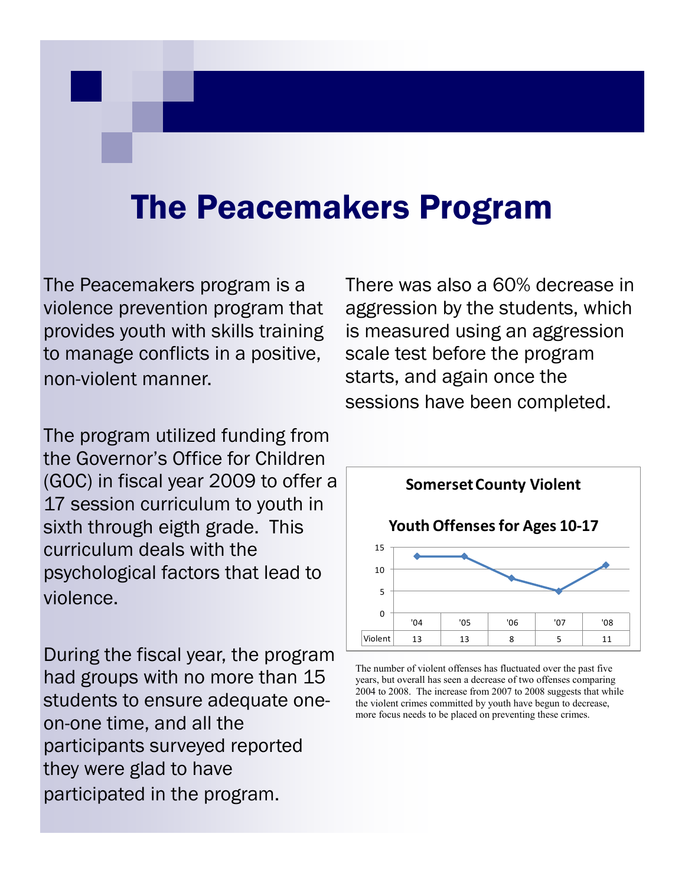# The Peacemakers Program

The Peacemakers program is a violence prevention program that provides youth with skills training to manage conflicts in a positive, non-violent manner.

The program utilized funding from the Governor's Office for Children (GOC) in fiscal year 2009 to offer a 17 session curriculum to youth in sixth through eigth grade. This curriculum deals with the psychological factors that lead to violence.

During the fiscal year, the program had groups with no more than 15 students to ensure adequate one-on-one time, and all the participants surveyed reported they were glad to have participated in the program.

There was also a 60% decrease in aggression by the students, which is measured using an aggression scale test before the program starts, and again once the sessions have been completed.

**Somerset County Violent Youth Offenses for Ages 10-17**

| | '04 | '05 | '06 | '07 | '08 |
|---|---|---|---|---|---|
| Violent | 13 | 13 | 8 | 5 | 11 |

The number of violent offenses has fluctuated over the past five years, but overall has seen a decrease of two offenses comparing 2004 to 2008. The increase from 2007 to 2008 suggests that while the violent crimes committed by youth have begun to decrease, more focus needs to be placed on preventing these crimes.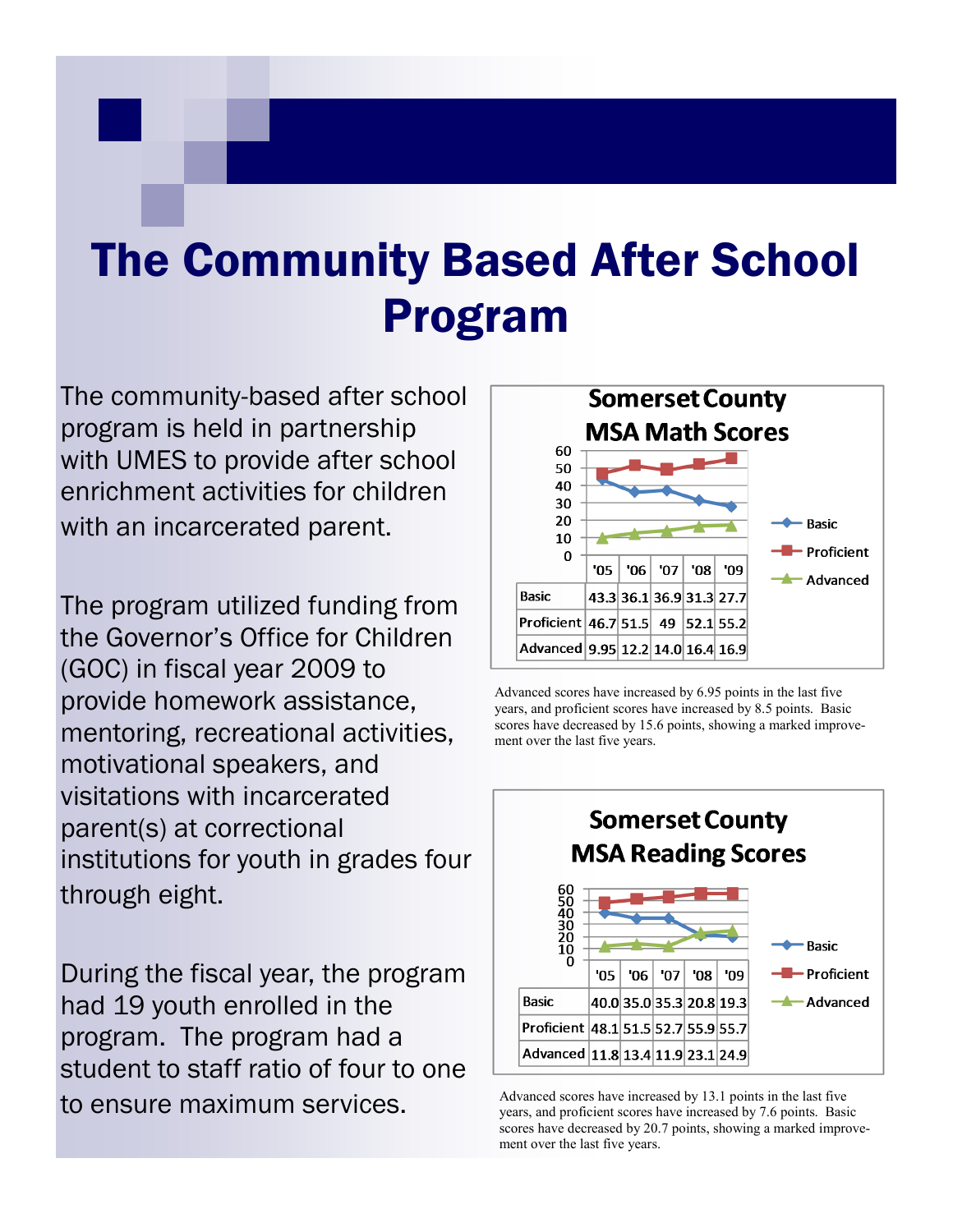# The Community Based After School Program

The community-based after school program is held in partnership with UMES to provide after school enrichment activities for children with an incarcerated parent.

The program utilized funding from the Governor's Office for Children (GOC) in fiscal year 2009 to provide homework assistance, mentoring, recreational activities, motivational speakers, and visitations with incarcerated parent(s) at correctional institutions for youth in grades four through eight.

During the fiscal year, the program had 19 youth enrolled in the program. The program had a student to staff ratio of four to one to ensure maximum services.

**Somerset County MSA Math Scores**

| | '05 | '06 | '07 | '08 | '09 |
|---|---|---|---|---|---|
| Basic | 43.3 | 36.1 | 36.9 | 31.3 | 27.7 |
| Proficient | 46.7 | 51.5 | 49 | 52.1 | 55.2 |
| Advanced | 9.95 | 12.2 | 14.0 | 16.4 | 16.9 |

Advanced scores have increased by 6.95 points in the last five years, and proficient scores have increased by 8.5 points. Basic scores have decreased by 15.6 points, showing a marked improvement over the last five years.

**Somerset County MSA Reading Scores**

| | '05 | '06 | '07 | '08 | '09 |
|---|---|---|---|---|---|
| Basic | 40.0 | 35.0 | 35.3 | 20.8 | 19.3 |
| Proficient | 48.1 | 51.5 | 52.7 | 55.9 | 55.7 |
| Advanced | 11.8 | 13.4 | 11.9 | 23.1 | 24.9 |

Advanced scores have increased by 13.1 points in the last five years, and proficient scores have increased by 7.6 points. Basic scores have decreased by 20.7 points, showing a marked improvement over the last five years.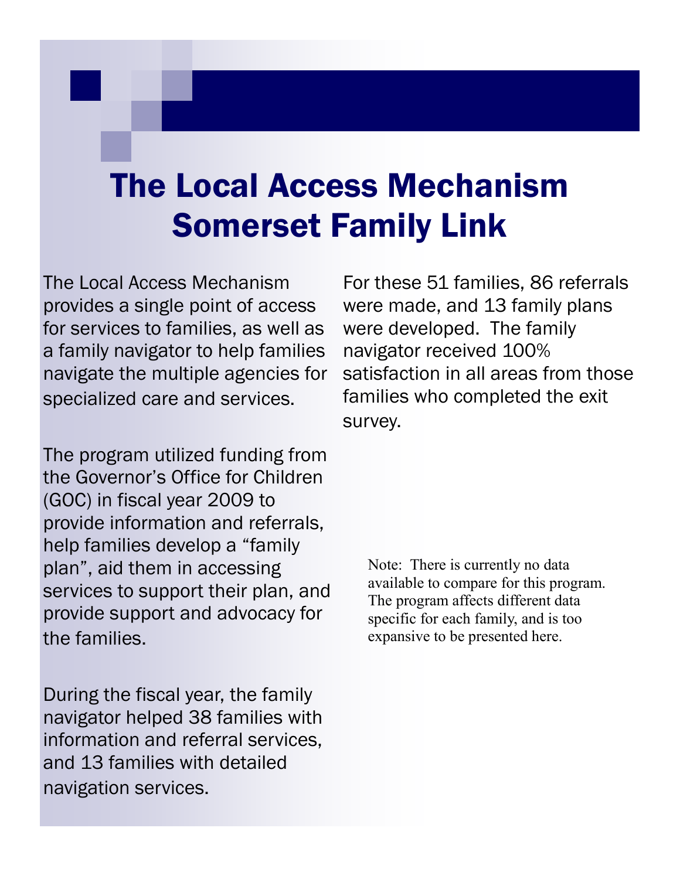# The Local Access Mechanism
# Somerset Family Link

The Local Access Mechanism provides a single point of access for services to families, as well as a family navigator to help families navigate the multiple agencies for specialized care and services.

The program utilized funding from the Governor's Office for Children (GOC) in fiscal year 2009 to provide information and referrals, help families develop a "family plan", aid them in accessing services to support their plan, and provide support and advocacy for the families.

During the fiscal year, the family navigator helped 38 families with information and referral services, and 13 families with detailed navigation services.

For these 51 families, 86 referrals were made, and 13 family plans were developed. The family navigator received 100% satisfaction in all areas from those families who completed the exit survey.

Note: There is currently no data available to compare for this program. The program affects different data specific for each family, and is too expansive to be presented here.